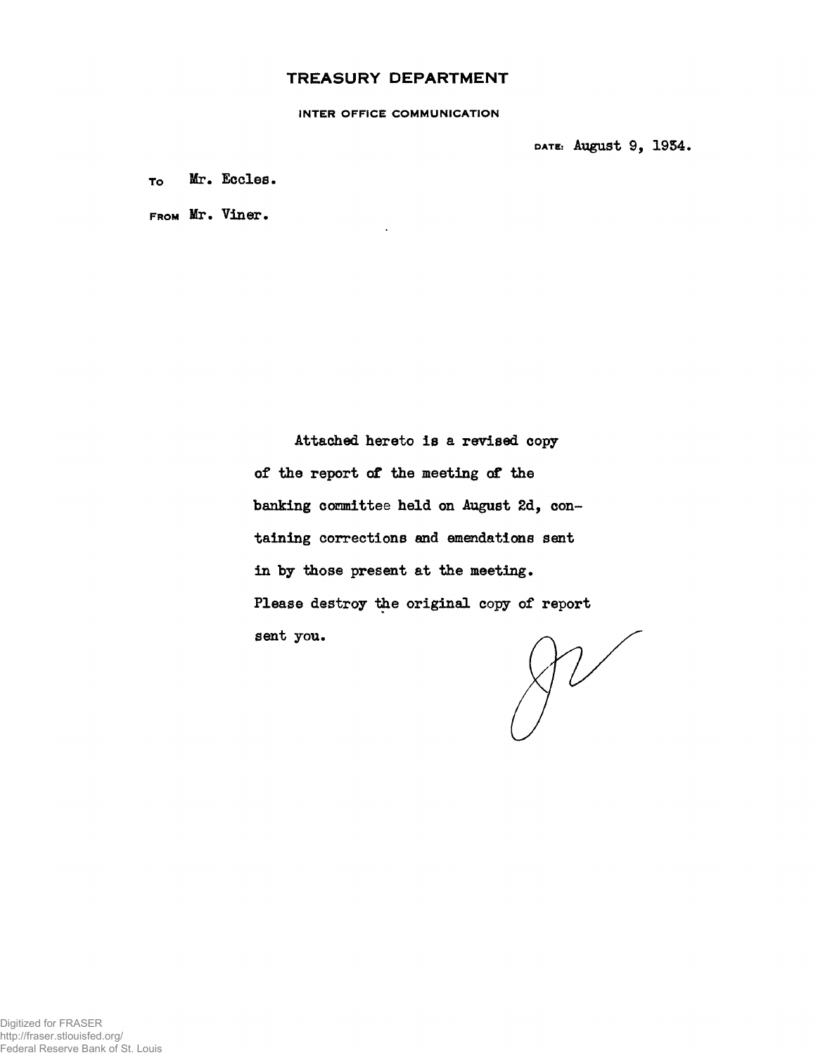# TREASURY DEPARTMENT

INTER OFFICE COMMUNICATION

DATE: August 9, 1934.

TO Mr. Eccles.

FROM Mr. Viner.

Attached hereto is a revised copy of the report of the meeting of the banking committee held on August 2d, containing corrections and emendations sent in by those present at the meeting. Please destroy the original copy of report sent you.

JV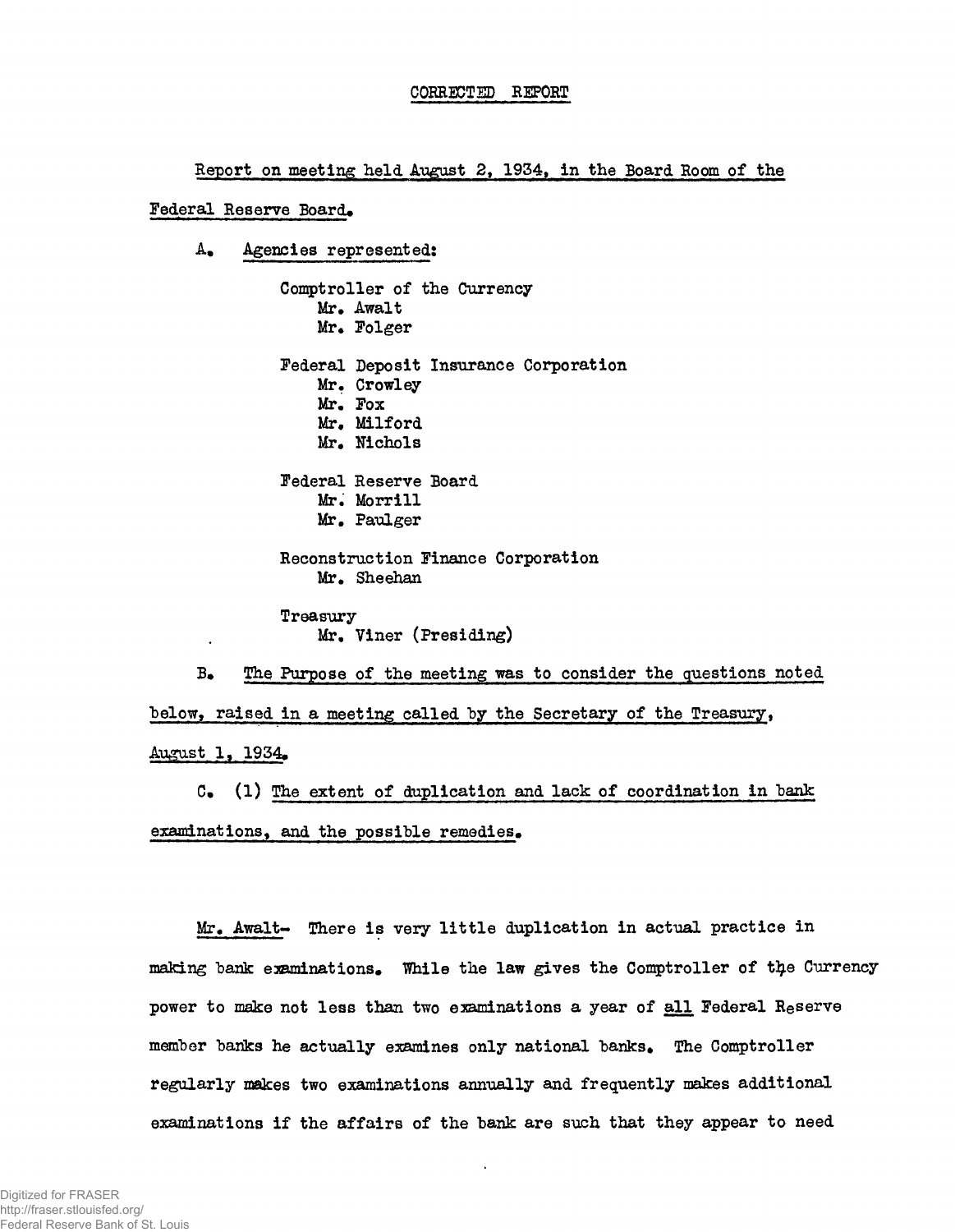CORRECTED REPORT

Report on meeting held August 2, 1934, in the Board Room of the Federal Reserve Board.

A. Agencies represented:

Comptroller of the Currency
- Mr. Awalt
- Mr. Folger

Federal Deposit Insurance Corporation
- Mr. Crowley
- Mr. Fox
- Mr. Milford
- Mr. Nichols

Federal Reserve Board
- Mr. Morrill
- Mr. Paulger

Reconstruction Finance Corporation
- Mr. Sheehan

Treasury
- Mr. Viner (Presiding)

B. The Purpose of the meeting was to consider the questions noted below, raised in a meeting called by the Secretary of the Treasury, August 1, 1934.

C. (1) The extent of duplication and lack of coordination in bank examinations, and the possible remedies.

Mr. Awalt- There is very little duplication in actual practice in making bank examinations. While the law gives the Comptroller of the Currency power to make not less than two examinations a year of all Federal Reserve member banks he actually examines only national banks. The Comptroller regularly makes two examinations annually and frequently makes additional examinations if the affairs of the bank are such that they appear to need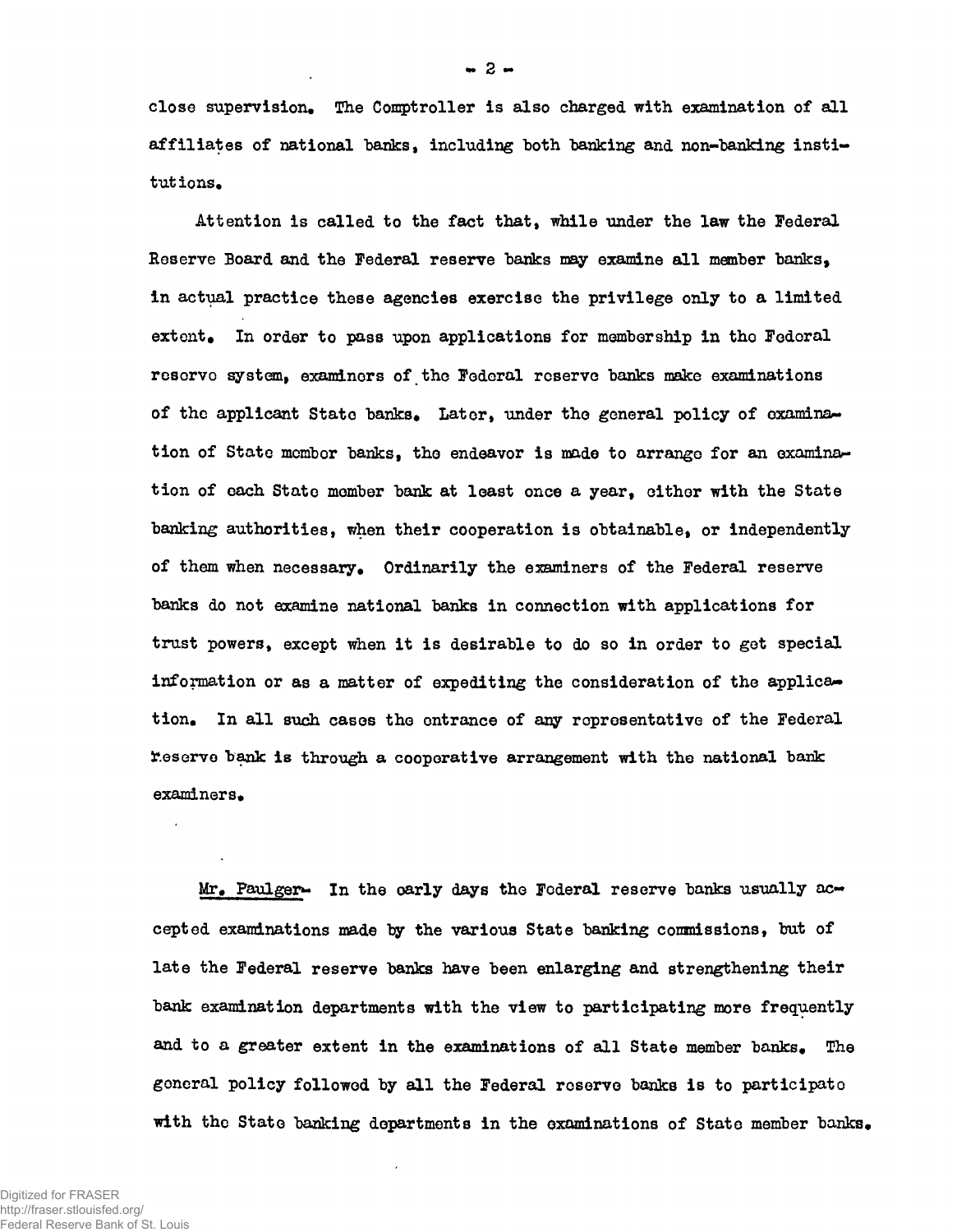close supervision. The Comptroller is also charged with examination of all affiliates of national banks, including both banking and non-banking institutions.

Attention is called to the fact that, while under the law the Federal Reserve Board and the Federal reserve banks may examine all member banks, in actual practice these agencies exercise the privilege only to a limited extent. In order to pass upon applications for membership in the Federal reserve system, examiners of the Federal reserve banks make examinations of the applicant State banks. Later, under the general policy of examination of State member banks, the endeavor is made to arrange for an examination of each State member bank at least once a year, either with the State banking authorities, when their cooperation is obtainable, or independently of them when necessary. Ordinarily the examiners of the Federal reserve banks do not examine national banks in connection with applications for trust powers, except when it is desirable to do so in order to get special information or as a matter of expediting the consideration of the application. In all such cases the entrance of any representative of the Federal reserve bank is through a cooperative arrangement with the national bank examiners.

<u>Mr. Paulger</u>- In the early days the Federal reserve banks usually accepted examinations made by the various State banking commissions, but of late the Federal reserve banks have been enlarging and strengthening their bank examination departments with the view to participating more frequently and to a greater extent in the examinations of all State member banks. The general policy followed by all the Federal reserve banks is to participate with the State banking departments in the examinations of State member banks.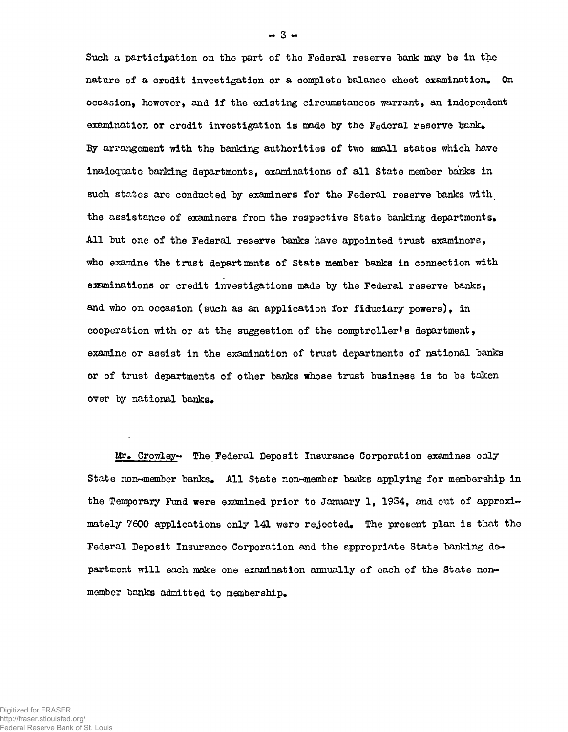Such a participation on the part of the Federal reserve bank may be in the nature of a credit investigation or a complete balance sheet examination. On occasion, however, and if the existing circumstances warrant, an independent examination or credit investigation is made by the Federal reserve bank. By arrangement with the banking authorities of two small states which have inadequate banking departments, examinations of all State member banks in such states are conducted by examiners for the Federal reserve banks with the assistance of examiners from the respective State banking departments. All but one of the Federal reserve banks have appointed trust examiners, who examine the trust departments of State member banks in connection with examinations or credit investigations made by the Federal reserve banks, and who on occasion (such as an application for fiduciary powers), in cooperation with or at the suggestion of the comptroller's department, examine or assist in the examination of trust departments of national banks or of trust departments of other banks whose trust business is to be taken over by national banks.

Mr. Crowley- The Federal Deposit Insurance Corporation examines only State non-member banks. All State non-member banks applying for membership in the Temporary Fund were examined prior to January 1, 1934, and out of approximately 7600 applications only 141 were rejected. The present plan is that the Federal Deposit Insurance Corporation and the appropriate State banking department will each make one examination annually of each of the State non-member banks admitted to membership.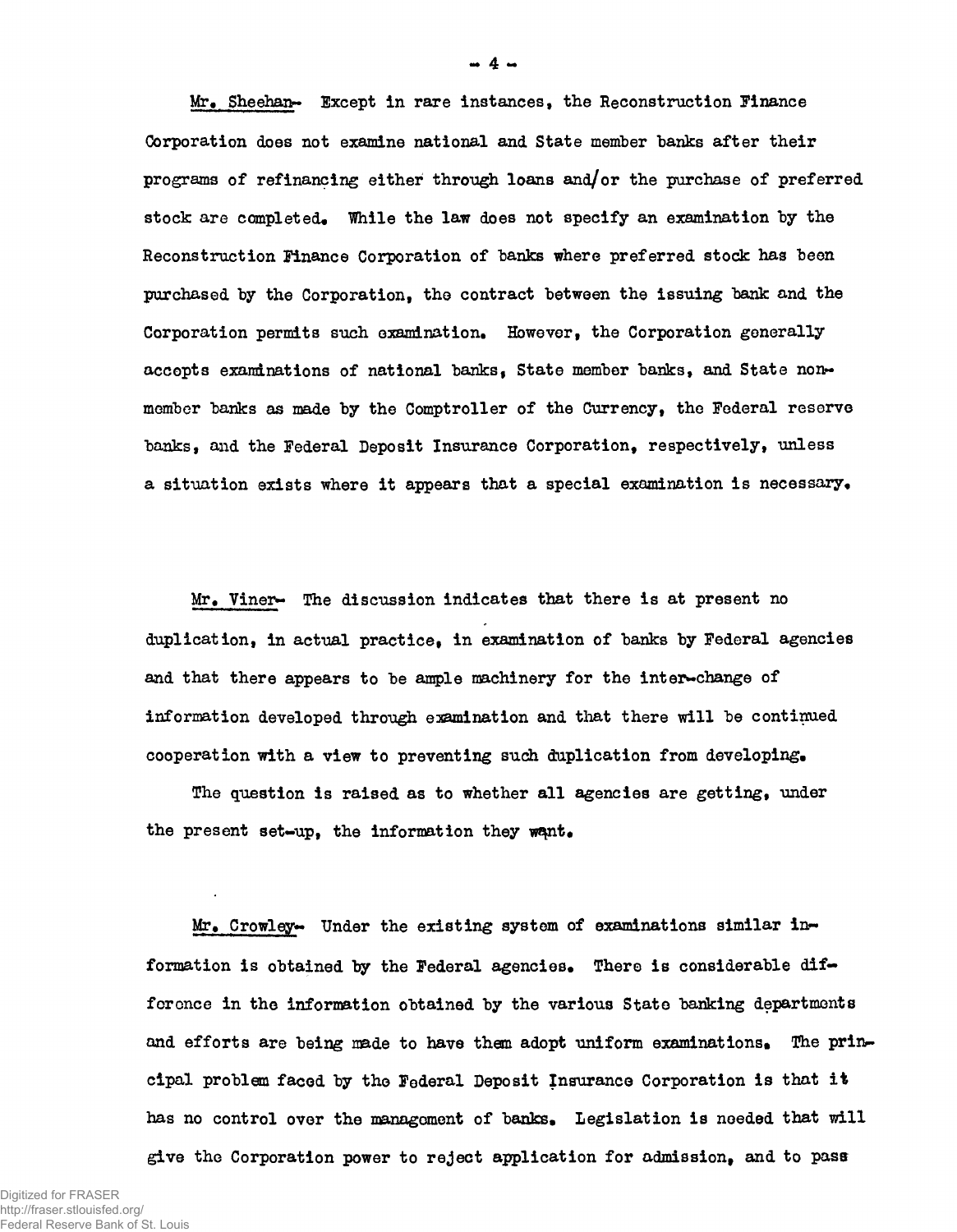Mr. Sheehan- Except in rare instances, the Reconstruction Finance Corporation does not examine national and State member banks after their programs of refinancing either through loans and/or the purchase of preferred stock are completed. While the law does not specify an examination by the Reconstruction Finance Corporation of banks where preferred stock has been purchased by the Corporation, the contract between the issuing bank and the Corporation permits such examination. However, the Corporation generally accepts examinations of national banks, State member banks, and State non-member banks as made by the Comptroller of the Currency, the Federal reserve banks, and the Federal Deposit Insurance Corporation, respectively, unless a situation exists where it appears that a special examination is necessary.

Mr. Viner- The discussion indicates that there is at present no duplication, in actual practice, in examination of banks by Federal agencies and that there appears to be ample machinery for the inter-change of information developed through examination and that there will be continued cooperation with a view to preventing such duplication from developing.

The question is raised as to whether all agencies are getting, under the present set-up, the information they want.

Mr. Crowley- Under the existing system of examinations similar information is obtained by the Federal agencies. There is considerable difference in the information obtained by the various State banking departments and efforts are being made to have them adopt uniform examinations. The principal problem faced by the Federal Deposit Insurance Corporation is that it has no control over the management of banks. Legislation is needed that will give the Corporation power to reject application for admission, and to pass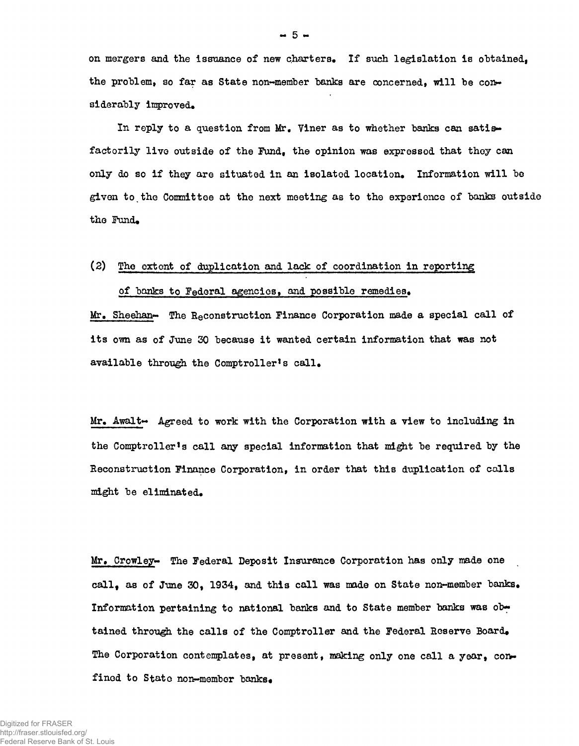on mergers and the issuance of new charters. If such legislation is obtained, the problem, so far as State non-member banks are concerned, will be considerably improved.

In reply to a question from Mr. Viner as to whether banks can satisfactorily live outside of the Fund, the opinion was expressed that they can only do so if they are situated in an isolated location. Information will be given to the Committee at the next meeting as to the experience of banks outside the Fund.

(2) <u>The extent of duplication and lack of coordination in reporting of banks to Federal agencies, and possible remedies.</u>

<u>Mr. Sheehan</u>- The Reconstruction Finance Corporation made a special call of its own as of June 30 because it wanted certain information that was not available through the Comptroller's call.

<u>Mr. Awalt</u>- Agreed to work with the Corporation with a view to including in the Comptroller's call any special information that might be required by the Reconstruction Finance Corporation, in order that this duplication of calls might be eliminated.

<u>Mr. Crowley</u>- The Federal Deposit Insurance Corporation has only made one call, as of June 30, 1934, and this call was made on State non-member banks. Information pertaining to national banks and to State member banks was obtained through the calls of the Comptroller and the Federal Reserve Board. The Corporation contemplates, at present, making only one call a year, confined to State non-member banks.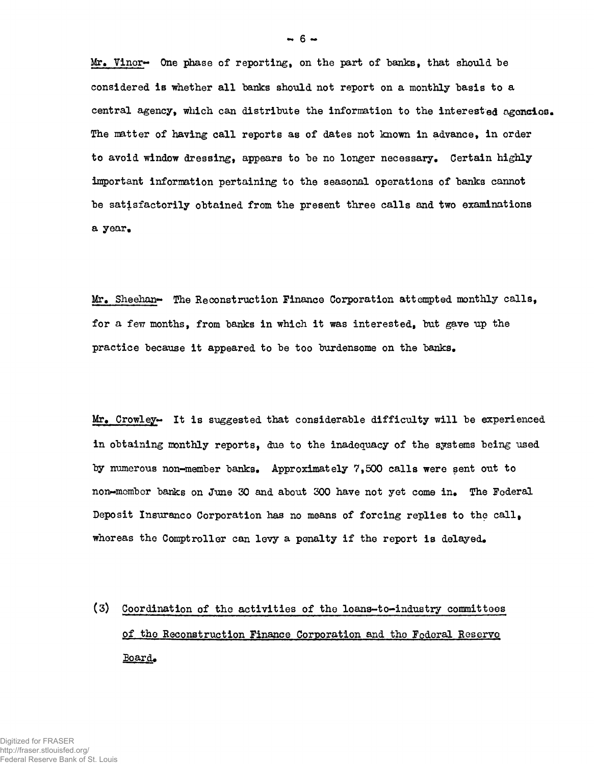Mr. Viner- One phase of reporting, on the part of banks, that should be considered is whether all banks should not report on a monthly basis to a central agency, which can distribute the information to the interested agencies. The matter of having call reports as of dates not known in advance, in order to avoid window dressing, appears to be no longer necessary. Certain highly important information pertaining to the seasonal operations of banks cannot be satisfactorily obtained from the present three calls and two examinations a year.

Mr. Sheehan- The Reconstruction Finance Corporation attempted monthly calls, for a few months, from banks in which it was interested, but gave up the practice because it appeared to be too burdensome on the banks.

Mr. Crowley- It is suggested that considerable difficulty will be experienced in obtaining monthly reports, due to the inadequacy of the systems being used by numerous non-member banks. Approximately 7,500 calls were sent out to non-member banks on June 30 and about 300 have not yet come in. The Federal Deposit Insurance Corporation has no means of forcing replies to the call, whereas the Comptroller can levy a penalty if the report is delayed.

(3) Coordination of the activities of the loans-to-industry committees of the Reconstruction Finance Corporation and the Federal Reserve Board.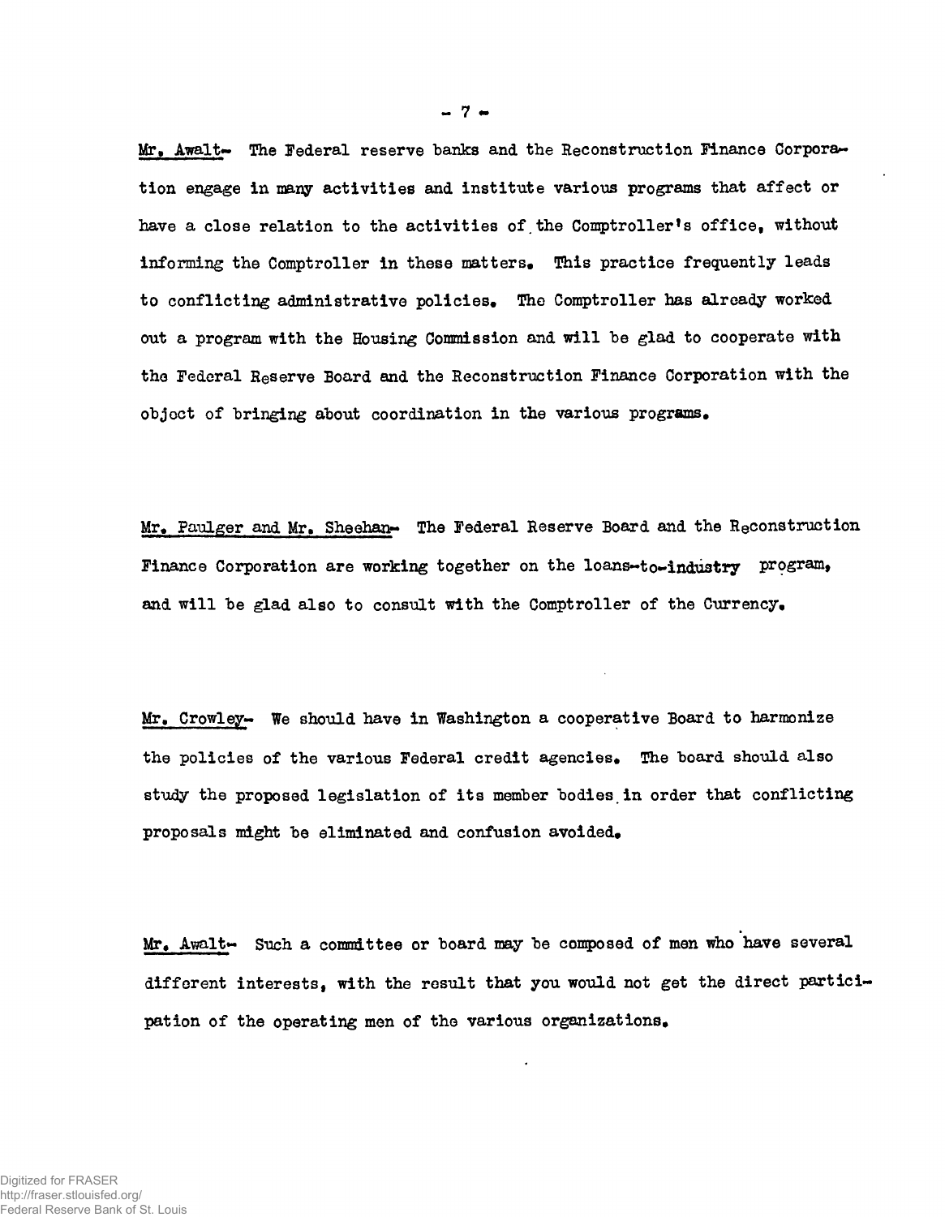Mr. Awalt- The Federal reserve banks and the Reconstruction Finance Corporation engage in many activities and institute various programs that affect or have a close relation to the activities of the Comptroller's office, without informing the Comptroller in these matters. This practice frequently leads to conflicting administrative policies. The Comptroller has already worked out a program with the Housing Commission and will be glad to cooperate with the Federal Reserve Board and the Reconstruction Finance Corporation with the object of bringing about coordination in the various programs.

Mr. Paulger and Mr. Sheehan- The Federal Reserve Board and the Reconstruction Finance Corporation are working together on the loans-to-industry program, and will be glad also to consult with the Comptroller of the Currency.

Mr. Crowley- We should have in Washington a cooperative Board to harmonize the policies of the various Federal credit agencies. The board should also study the proposed legislation of its member bodies in order that conflicting proposals might be eliminated and confusion avoided.

Mr. Awalt- Such a committee or board may be composed of men who have several different interests, with the result that you would not get the direct participation of the operating men of the various organizations.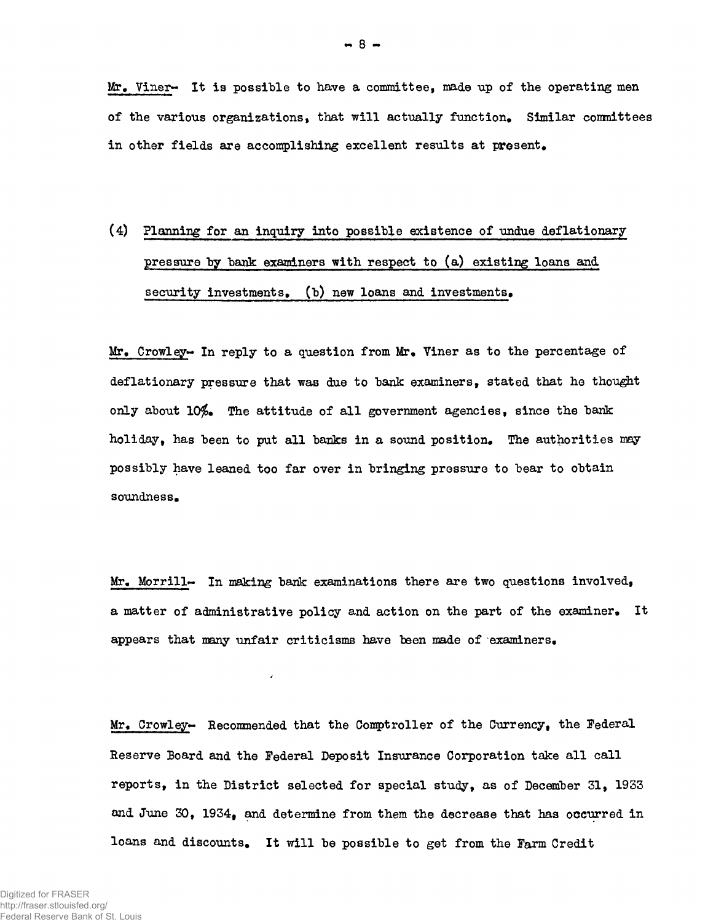Mr. Viner- It is possible to have a committee, made up of the operating men of the various organizations, that will actually function. Similar committees in other fields are accomplishing excellent results at present.

(4) Planning for an inquiry into possible existence of undue deflationary pressure by bank examiners with respect to (a) existing loans and security investments. (b) new loans and investments.

Mr. Crowley- In reply to a question from Mr. Viner as to the percentage of deflationary pressure that was due to bank examiners, stated that he thought only about 10%. The attitude of all government agencies, since the bank holiday, has been to put all banks in a sound position. The authorities may possibly have leaned too far over in bringing pressure to bear to obtain soundness.

Mr. Morrill- In making bank examinations there are two questions involved, a matter of administrative policy and action on the part of the examiner. It appears that many unfair criticisms have been made of examiners.

Mr. Crowley- Recommended that the Comptroller of the Currency, the Federal Reserve Board and the Federal Deposit Insurance Corporation take all call reports, in the District selected for special study, as of December 31, 1933 and June 30, 1934, and determine from them the decrease that has occurred in loans and discounts. It will be possible to get from the Farm Credit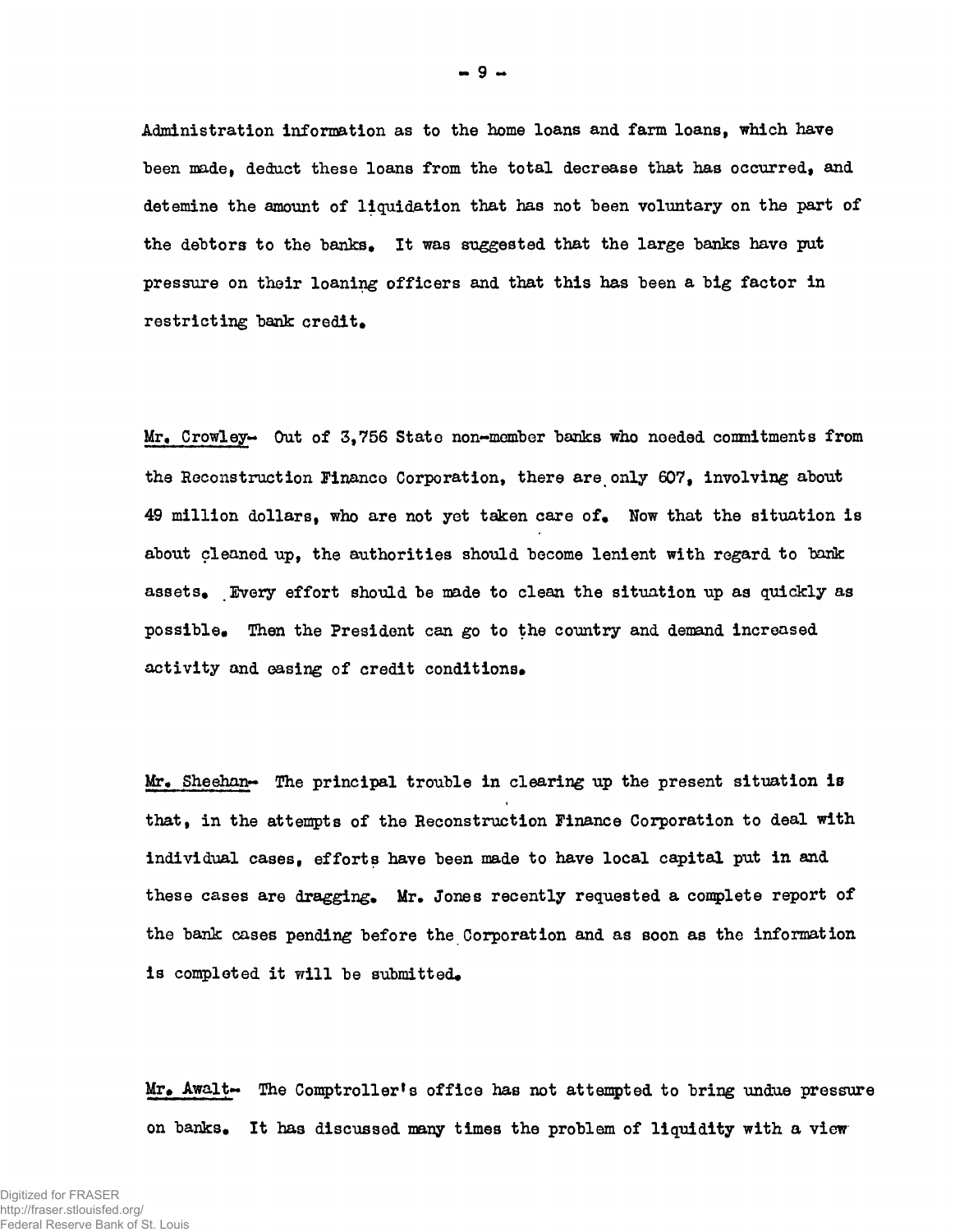Administration information as to the home loans and farm loans, which have been made, deduct these loans from the total decrease that has occurred, and detemine the amount of liquidation that has not been voluntary on the part of the debtors to the banks. It was suggested that the large banks have put pressure on their loaning officers and that this has been a big factor in restricting bank credit.

Mr. Crowley-- Out of 3,756 State non-member banks who needed commitments from the Reconstruction Finance Corporation, there are only 607, involving about 49 million dollars, who are not yet taken care of. Now that the situation is about cleaned up, the authorities should become lenient with regard to bank assets. Every effort should be made to clean the situation up as quickly as possible. Then the President can go to the country and demand increased activity and easing of credit conditions.

Mr. Sheehan-- The principal trouble in clearing up the present situation is that, in the attempts of the Reconstruction Finance Corporation to deal with individual cases, efforts have been made to have local capital put in and these cases are dragging. Mr. Jones recently requested a complete report of the bank cases pending before the Corporation and as soon as the information is completed it will be submitted.

Mr. Awalt-- The Comptroller's office has not attempted to bring undue pressure on banks. It has discussed many times the problem of liquidity with a view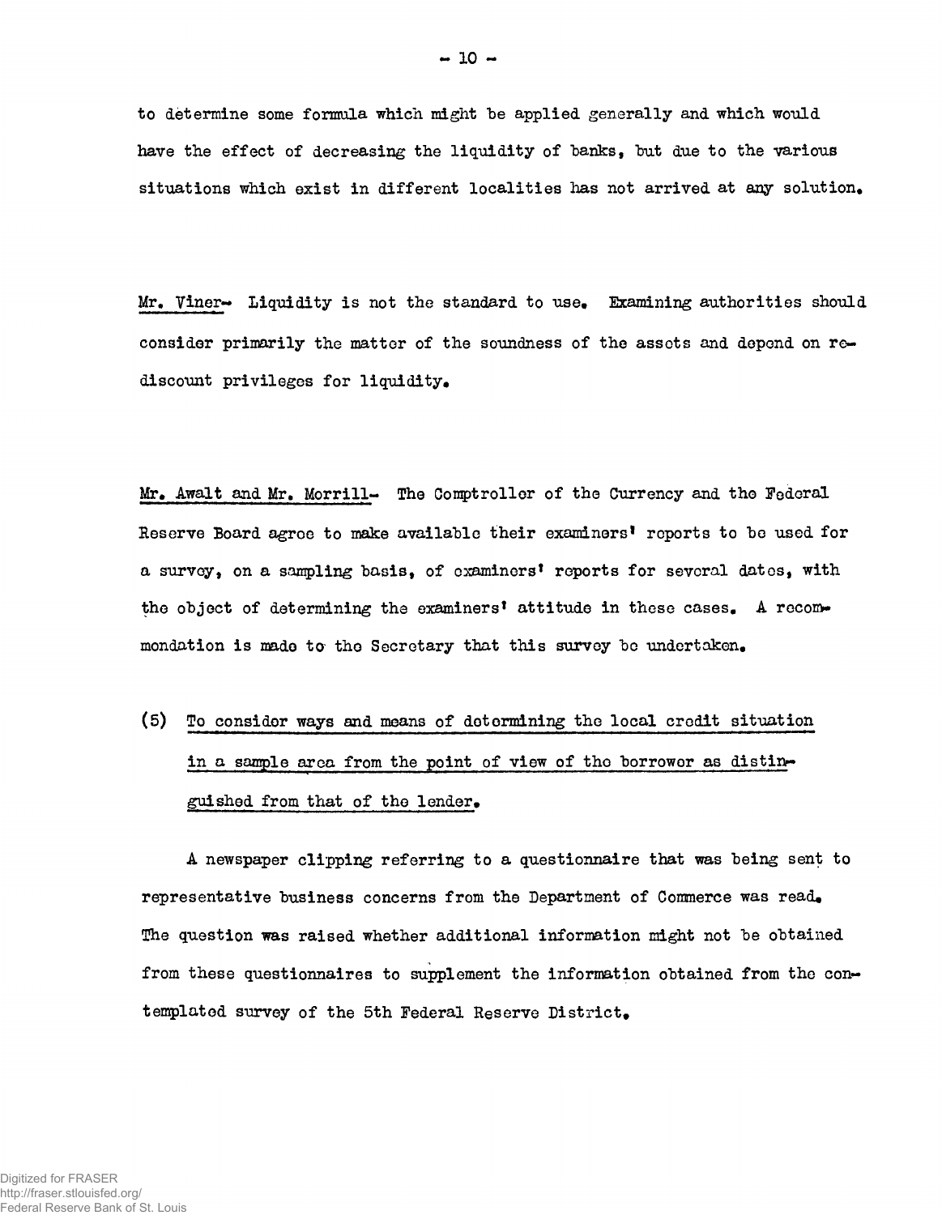to determine some formula which might be applied generally and which would have the effect of decreasing the liquidity of banks, but due to the various situations which exist in different localities has not arrived at any solution.

Mr. Viner- Liquidity is not the standard to use. Examining authorities should consider primarily the matter of the soundness of the assets and depend on rediscount privileges for liquidity.

Mr. Awalt and Mr. Morrill- The Comptroller of the Currency and the Federal Reserve Board agree to make available their examiners' reports to be used for a survey, on a sampling basis, of examiners' reports for several dates, with the object of determining the examiners' attitude in these cases. A recommendation is made to the Secretary that this survey be undertaken.

(5) To consider ways and means of determining the local credit situation in a sample area from the point of view of the borrower as distinguished from that of the lender.

A newspaper clipping referring to a questionnaire that was being sent to representative business concerns from the Department of Commerce was read. The question was raised whether additional information might not be obtained from these questionnaires to supplement the information obtained from the contemplated survey of the 5th Federal Reserve District.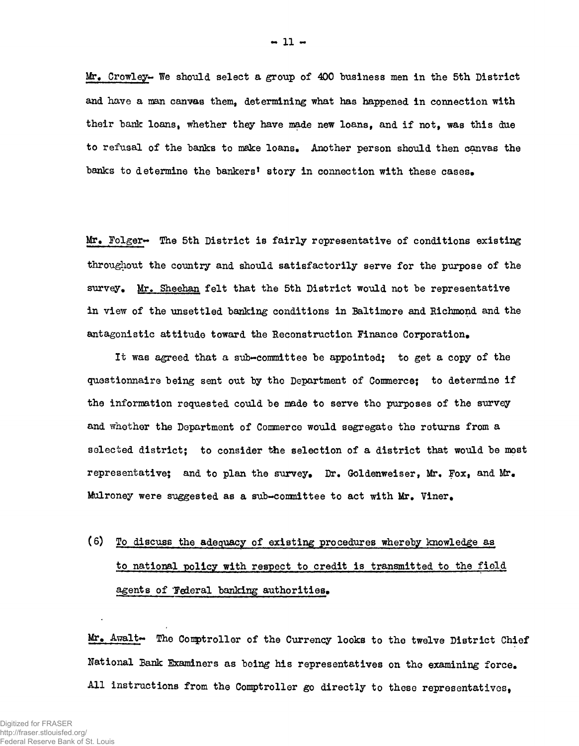<u>Mr. Crowley</u>- We should select a group of 400 business men in the 5th District and have a man canvas them, determining what has happened in connection with their bank loans, whether they have made new loans, and if not, was this due to refusal of the banks to make loans. Another person should then canvas the banks to determine the bankers' story in connection with these cases.

<u>Mr. Folger</u>- The 5th District is fairly representative of conditions existing throughout the country and should satisfactorily serve for the purpose of the survey. <u>Mr. Sheehan</u> felt that the 5th District would not be representative in view of the unsettled banking conditions in Baltimore and Richmond and the antagonistic attitude toward the Reconstruction Finance Corporation.

It was agreed that a sub-committee be appointed; to get a copy of the questionnaire being sent out by the Department of Commerce; to determine if the information requested could be made to serve the purposes of the survey and whether the Department of Commerce would segregate the returns from a selected district; to consider the selection of a district that would be most representative; and to plan the survey. Dr. Goldenweiser, Mr. Fox, and Mr. Mulroney were suggested as a sub-committee to act with Mr. Viner.

(6) <u>To discuss the adequacy of existing procedures whereby knowledge as to national policy with respect to credit is transmitted to the field agents of Federal banking authorities.</u>

<u>Mr. Awalt</u>- The Comptroller of the Currency looks to the twelve District Chief National Bank Examiners as being his representatives on the examining force. All instructions from the Comptroller go directly to these representatives,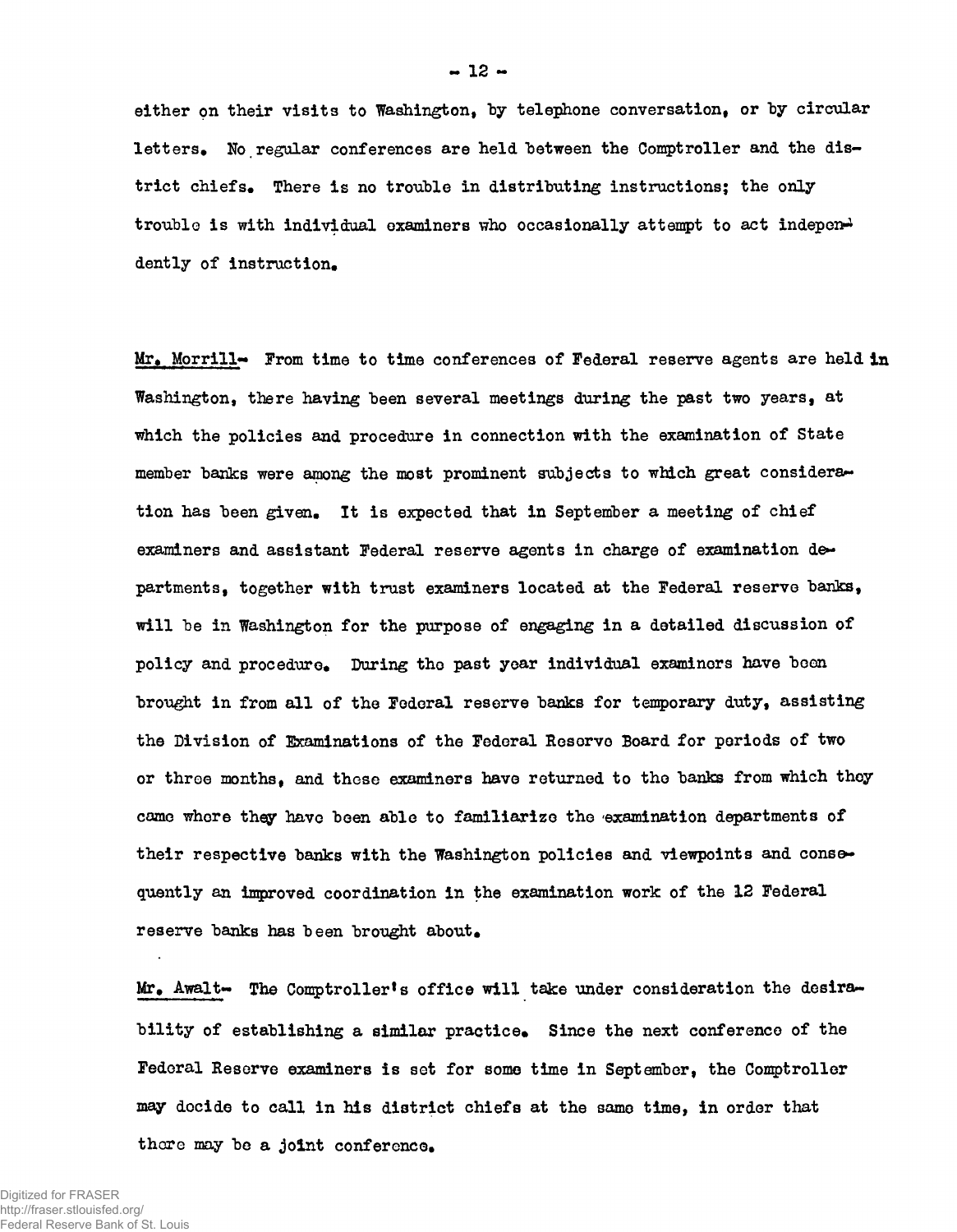either on their visits to Washington, by telephone conversation, or by circular letters. No regular conferences are held between the Comptroller and the district chiefs. There is no trouble in distributing instructions; the only trouble is with individual examiners who occasionally attempt to act independently of instruction.

Mr. Morrill- From time to time conferences of Federal reserve agents are held in Washington, there having been several meetings during the past two years, at which the policies and procedure in connection with the examination of State member banks were among the most prominent subjects to which great consideration has been given. It is expected that in September a meeting of chief examiners and assistant Federal reserve agents in charge of examination departments, together with trust examiners located at the Federal reserve banks, will be in Washington for the purpose of engaging in a detailed discussion of policy and procedure. During the past year individual examiners have been brought in from all of the Federal reserve banks for temporary duty, assisting the Division of Examinations of the Federal Reserve Board for periods of two or three months, and these examiners have returned to the banks from which they came where they have been able to familiarize the examination departments of their respective banks with the Washington policies and viewpoints and consequently an improved coordination in the examination work of the 12 Federal reserve banks has been brought about.

Mr. Awalt- The Comptroller's office will take under consideration the desirability of establishing a similar practice. Since the next conference of the Federal Reserve examiners is set for some time in September, the Comptroller may decide to call in his district chiefs at the same time, in order that there may be a joint conference.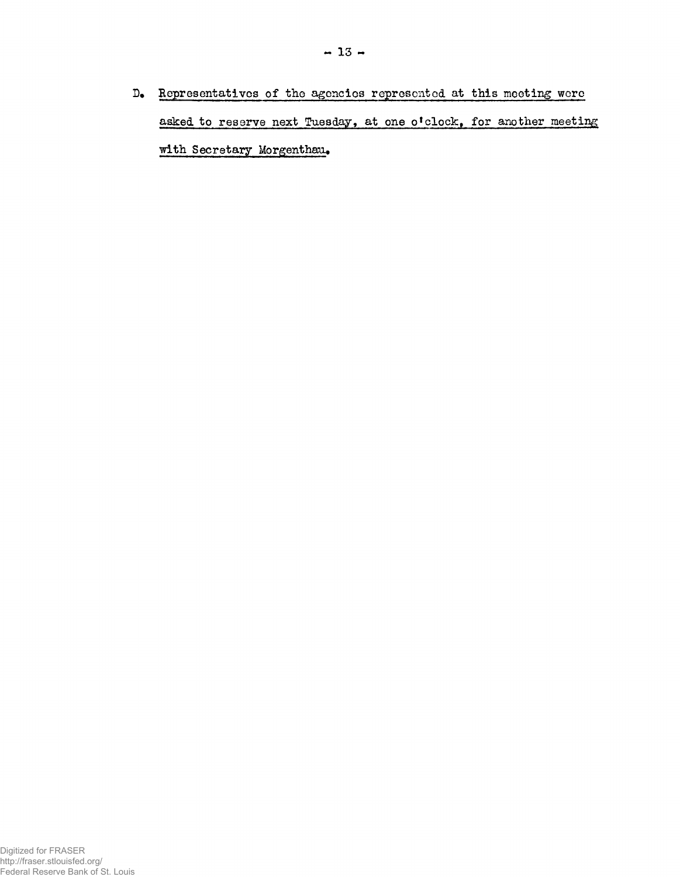D. <u>Representatives of the agencies represented at this meeting were asked to reserve next Tuesday, at one o'clock, for another meeting with Secretary Morgenthau.</u>